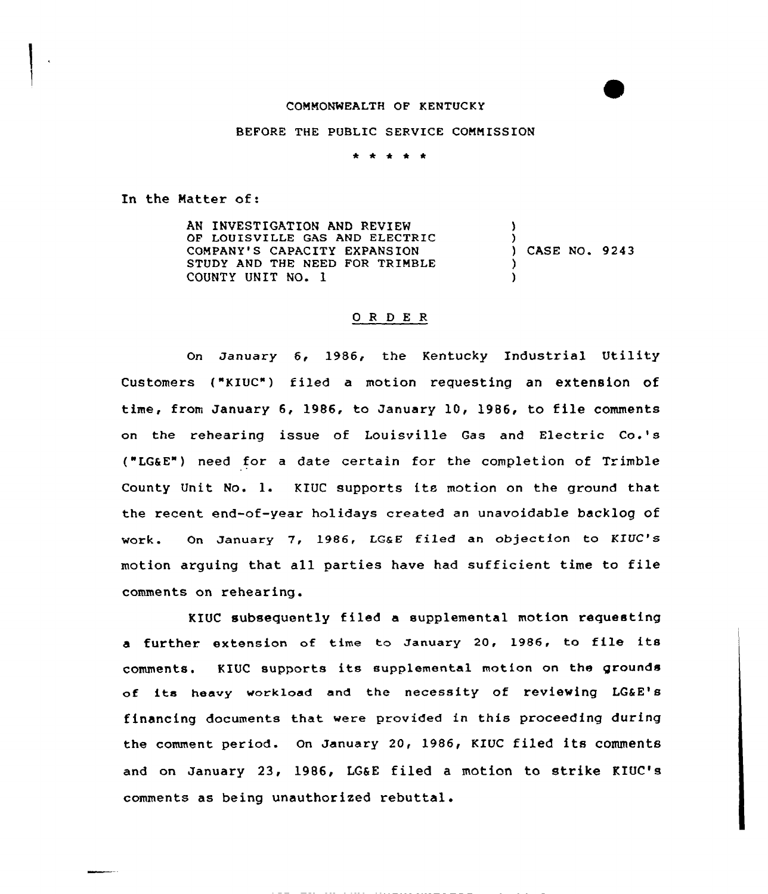COMMONWEALTH OF KENTUCKY

BEFORE THE PUBLIC SERVICE COMMISSION

\* \* \* \* \*

In the Matter of:

| | |
|---|---|
| AN INVESTIGATION AND REVIEW OF LOUISVILLE GAS AND ELECTRIC COMPANY'S CAPACITY EXPANSION STUDY AND THE NEED FOR TRIMBLE COUNTY UNIT NO. 1 | ) CASE NO. 9243 |

ORDER

On January 6, 1986, the Kentucky Industrial Utility Customers ("KIUC") filed a motion requesting an extension of time, from January 6, 1986, to January 10, 1986, to file comments on the rehearing issue of Louisville Gas and Electric Co.'s ("LG&E") need for a date certain for the completion of Trimble County Unit No. 1. KIUC supports its motion on the ground that the recent end-of-year holidays created an unavoidable backlog of work. On January 7, 1986, LG&E filed an objection to KIUC's motion arguing that all parties have had sufficient time to file comments on rehearing.

KIUC subsequently filed a supplemental motion requesting a further extension of time to January 20, 1986, to file its comments. KIUC supports its supplemental motion on the grounds of its heavy workload and the necessity of reviewing LG&E's financing documents that were provided in this proceeding during the comment period. On January 20, 1986, KIUC filed its comments and on January 23, 1986, LG&E filed a motion to strike KIUC's comments as being unauthorized rebuttal.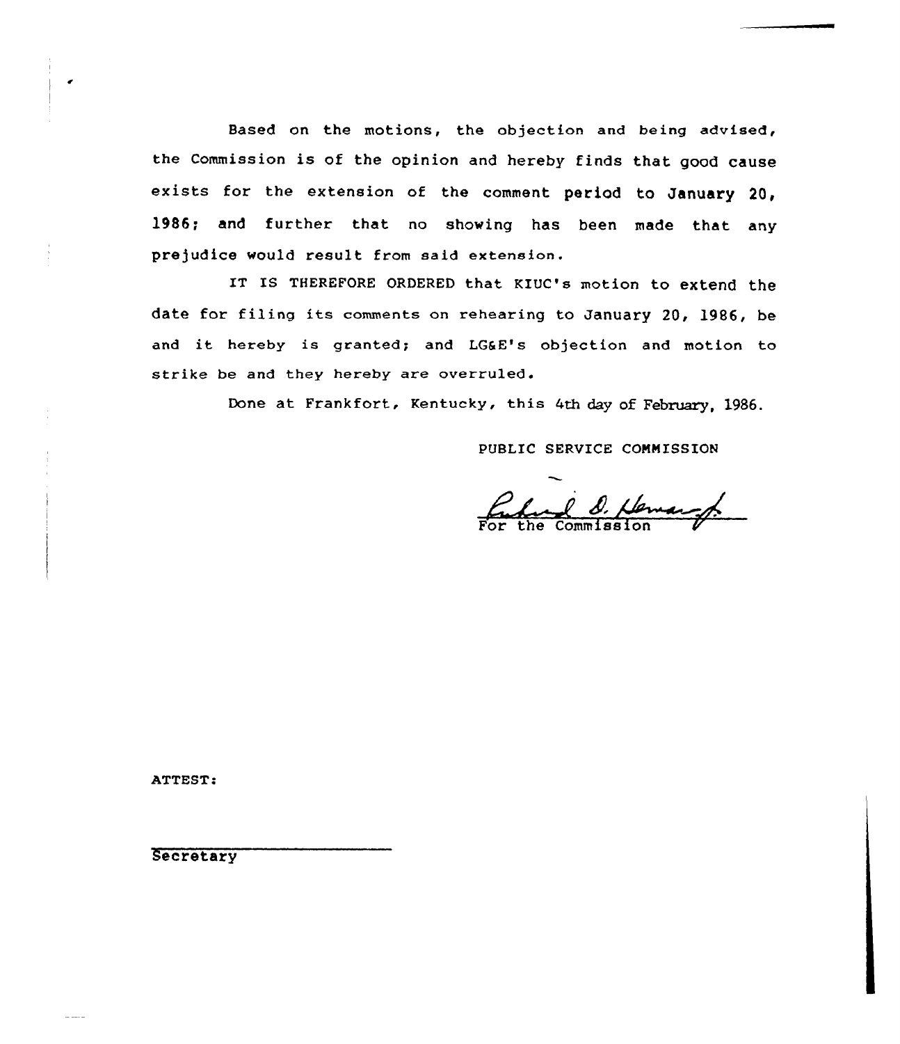Based on the motions, the objection and being advised, the Commission is of the opinion and hereby finds that good cause exists for the extension of the comment period to January 20, 1986; and further that no showing has been made that any prejudice would result from said extension.

IT IS THEREFORE ORDERED that KIUC's motion to extend the date for filing its comments on rehearing to January 20, 1986, be and it hereby is granted; and LG&E's objection and motion to strike be and they hereby are overruled.

Done at Frankfort, Kentucky, this 4th day of February, 1986.

PUBLIC SERVICE COMMISSION

For the Commission

ATTEST:

Secretary